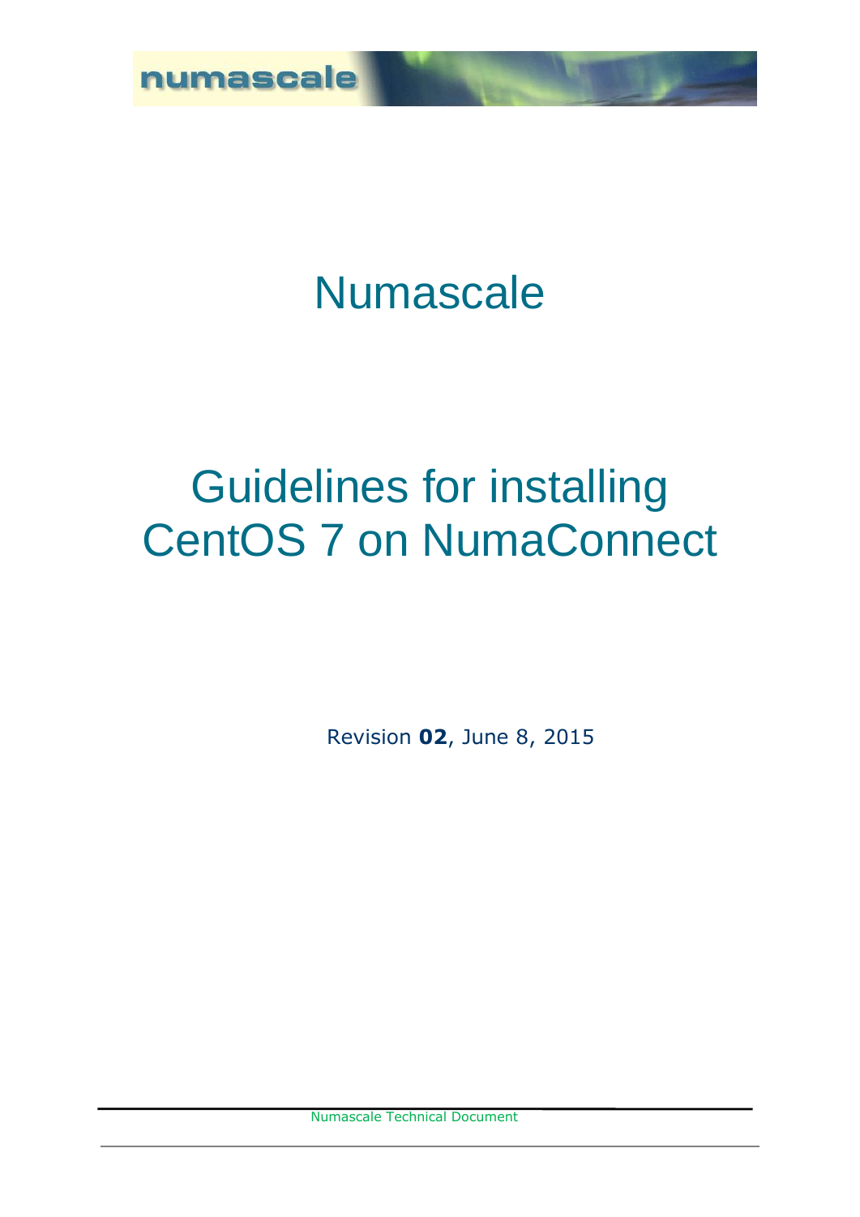# Numascale

# Guidelines for installing CentOS 7 on NumaConnect

Revision **02**, June 8, 2015

Numascale Technical Document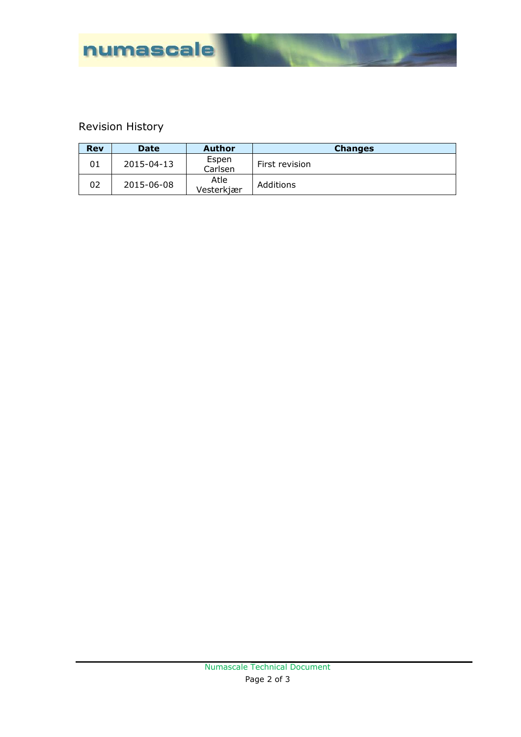## Revision History

| Rev | Date | Author | Changes |
|---|---|---|---|
| 01 | 2015-04-13 | Espen Carlsen | First revision |
| 02 | 2015-06-08 | Atle Vesterkjær | Additions |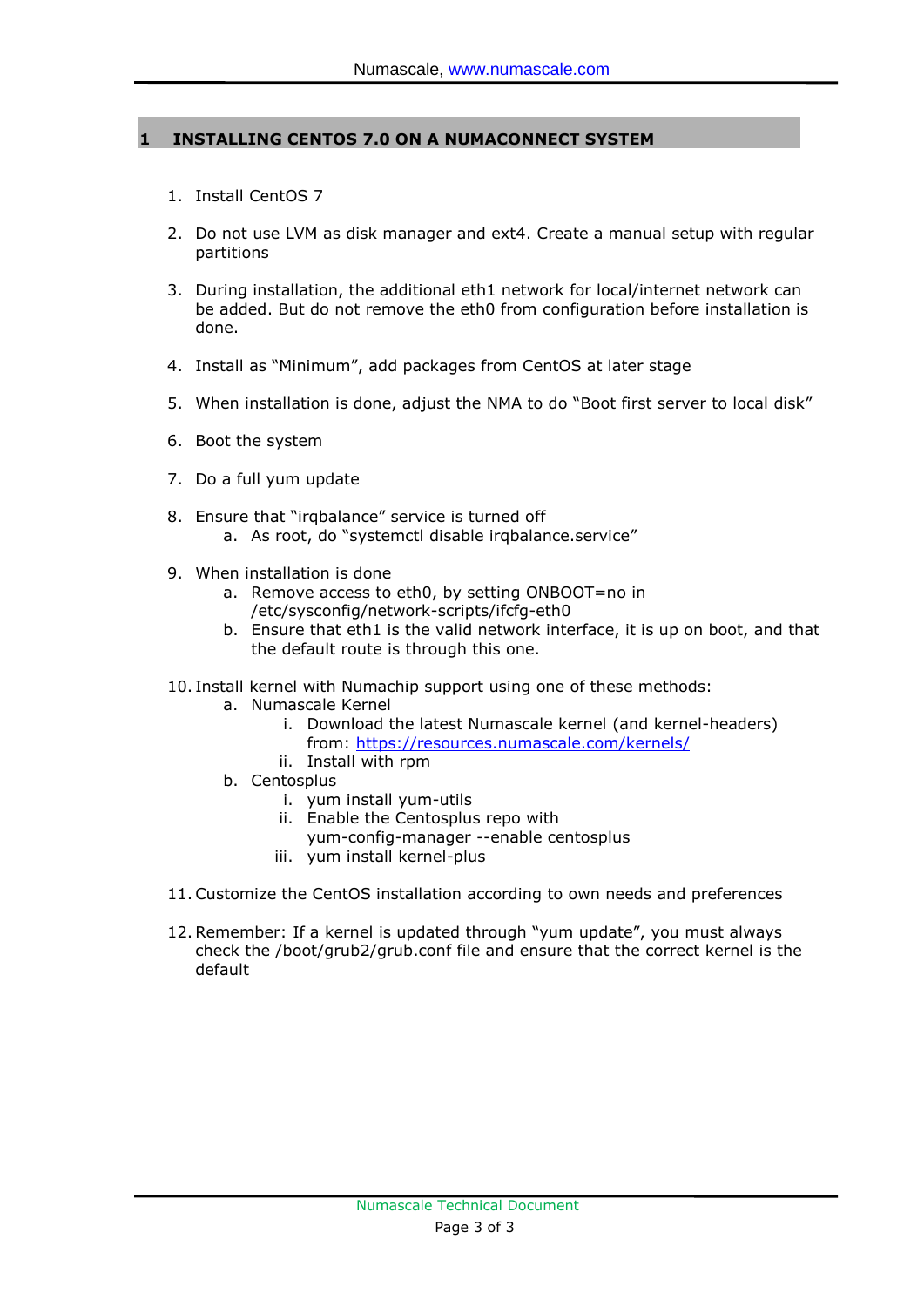# 1 INSTALLING CENTOS 7.0 ON A NUMACONNECT SYSTEM

1. Install CentOS 7

2. Do not use LVM as disk manager and ext4. Create a manual setup with regular partitions

3. During installation, the additional eth1 network for local/internet network can be added. But do not remove the eth0 from configuration before installation is done.

4. Install as "Minimum", add packages from CentOS at later stage

5. When installation is done, adjust the NMA to do "Boot first server to local disk"

6. Boot the system

7. Do a full yum update

8. Ensure that "irqbalance" service is turned off
   a. As root, do "systemctl disable irqbalance.service"

9. When installation is done
   a. Remove access to eth0, by setting ONBOOT=no in /etc/sysconfig/network-scripts/ifcfg-eth0
   b. Ensure that eth1 is the valid network interface, it is up on boot, and that the default route is through this one.

10. Install kernel with Numachip support using one of these methods:
    a. Numascale Kernel
       i. Download the latest Numascale kernel (and kernel-headers) from: https://resources.numascale.com/kernels/
       ii. Install with rpm
    b. Centosplus
       i. yum install yum-utils
       ii. Enable the Centosplus repo with yum-config-manager --enable centosplus
       iii. yum install kernel-plus

11. Customize the CentOS installation according to own needs and preferences

12. Remember: If a kernel is updated through "yum update", you must always check the /boot/grub2/grub.conf file and ensure that the correct kernel is the default